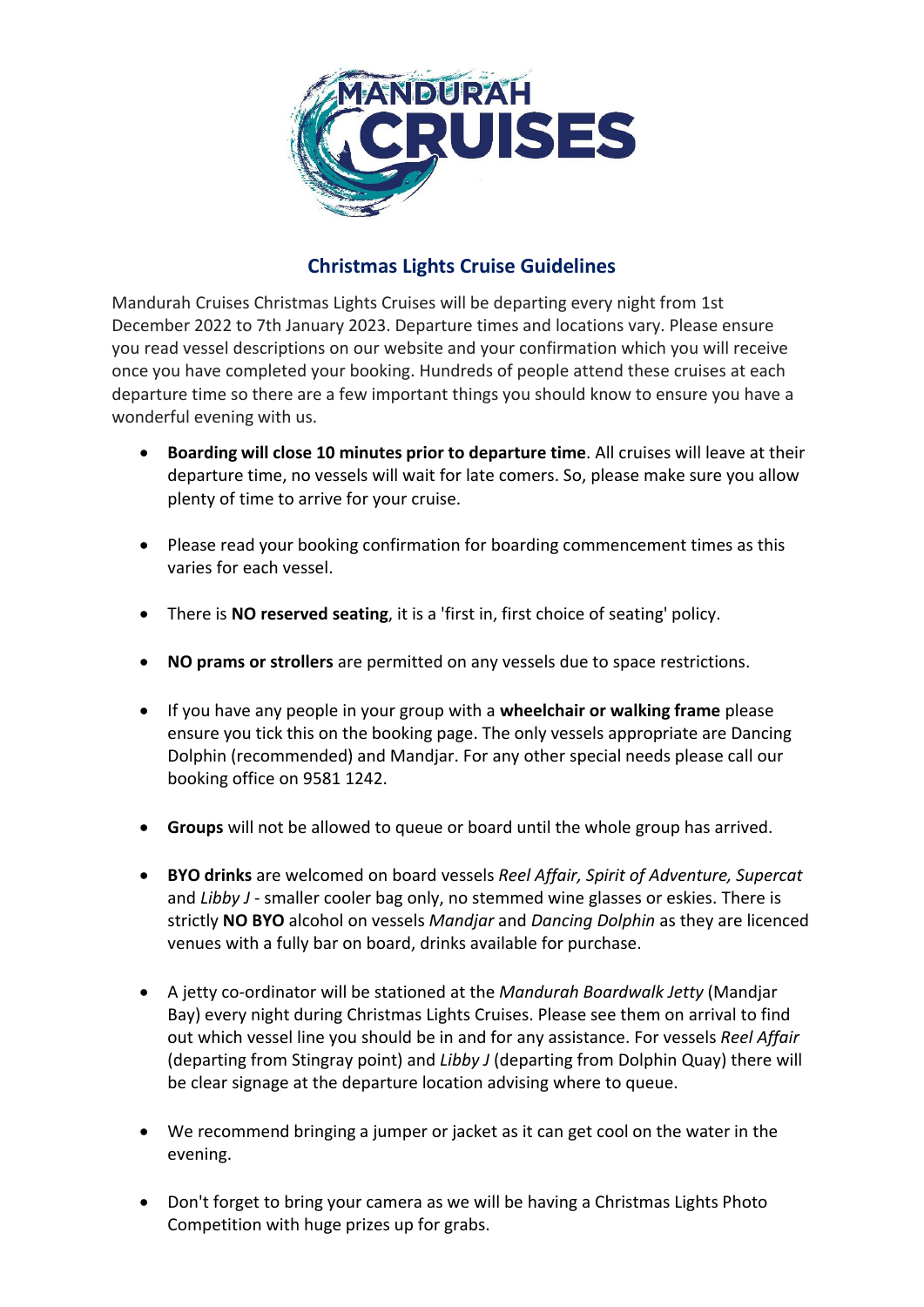## Christmas Lights Cruise Guidelines

Mandurah Cruises Christmas Lights Cruises will be departing every night from 1st December 2022 to 7th January 2023. Departure times and locations vary. Please ensure you read vessel descriptions on our website and your confirmation which you will receive once you have completed your booking. Hundreds of people attend these cruises at each departure time so there are a few important things you should know to ensure you have a wonderful evening with us.

- **Boarding will close 10 minutes prior to departure time**. All cruises will leave at their departure time, no vessels will wait for late comers. So, please make sure you allow plenty of time to arrive for your cruise.

- Please read your booking confirmation for boarding commencement times as this varies for each vessel.

- There is **NO reserved seating**, it is a 'first in, first choice of seating' policy.

- **NO prams or strollers** are permitted on any vessels due to space restrictions.

- If you have any people in your group with a **wheelchair or walking frame** please ensure you tick this on the booking page. The only vessels appropriate are Dancing Dolphin (recommended) and Mandjar. For any other special needs please call our booking office on 9581 1242.

- **Groups** will not be allowed to queue or board until the whole group has arrived.

- **BYO drinks** are welcomed on board vessels *Reel Affair, Spirit of Adventure, Supercat* and *Libby J* - smaller cooler bag only, no stemmed wine glasses or eskies. There is strictly **NO BYO** alcohol on vessels *Mandjar* and *Dancing Dolphin* as they are licenced venues with a fully bar on board, drinks available for purchase.

- A jetty co-ordinator will be stationed at the *Mandurah Boardwalk Jetty* (Mandjar Bay) every night during Christmas Lights Cruises. Please see them on arrival to find out which vessel line you should be in and for any assistance. For vessels *Reel Affair* (departing from Stingray point) and *Libby J* (departing from Dolphin Quay) there will be clear signage at the departure location advising where to queue.

- We recommend bringing a jumper or jacket as it can get cool on the water in the evening.

- Don't forget to bring your camera as we will be having a Christmas Lights Photo Competition with huge prizes up for grabs.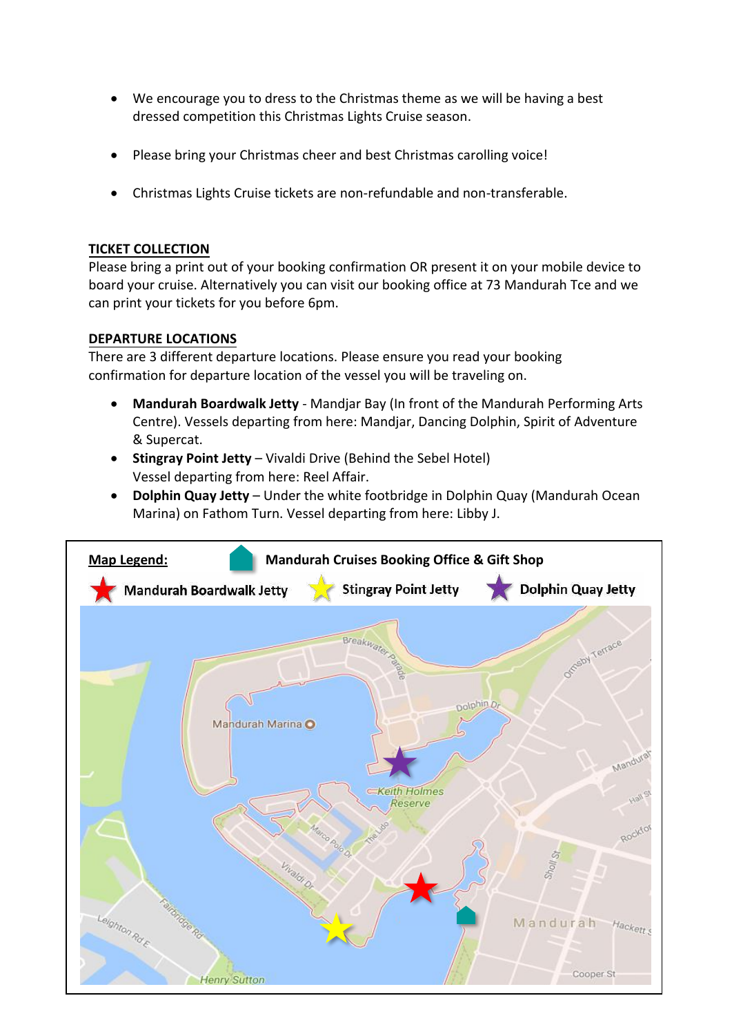- We encourage you to dress to the Christmas theme as we will be having a best dressed competition this Christmas Lights Cruise season.
- Please bring your Christmas cheer and best Christmas carolling voice!
- Christmas Lights Cruise tickets are non-refundable and non-transferable.

**TICKET COLLECTION**

Please bring a print out of your booking confirmation OR present it on your mobile device to board your cruise. Alternatively you can visit our booking office at 73 Mandurah Tce and we can print your tickets for you before 6pm.

**DEPARTURE LOCATIONS**

There are 3 different departure locations. Please ensure you read your booking confirmation for departure location of the vessel you will be traveling on.

- **Mandurah Boardwalk Jetty** - Mandjar Bay (In front of the Mandurah Performing Arts Centre). Vessels departing from here: Mandjar, Dancing Dolphin, Spirit of Adventure & Supercat.
- **Stingray Point Jetty** – Vivaldi Drive (Behind the Sebel Hotel) Vessel departing from here: Reel Affair.
- **Dolphin Quay Jetty** – Under the white footbridge in Dolphin Quay (Mandurah Ocean Marina) on Fathom Turn. Vessel departing from here: Libby J.

**Map Legend:** Mandurah Cruises Booking Office & Gift Shop | Mandurah Boardwalk Jetty | Stingray Point Jetty | Dolphin Quay Jetty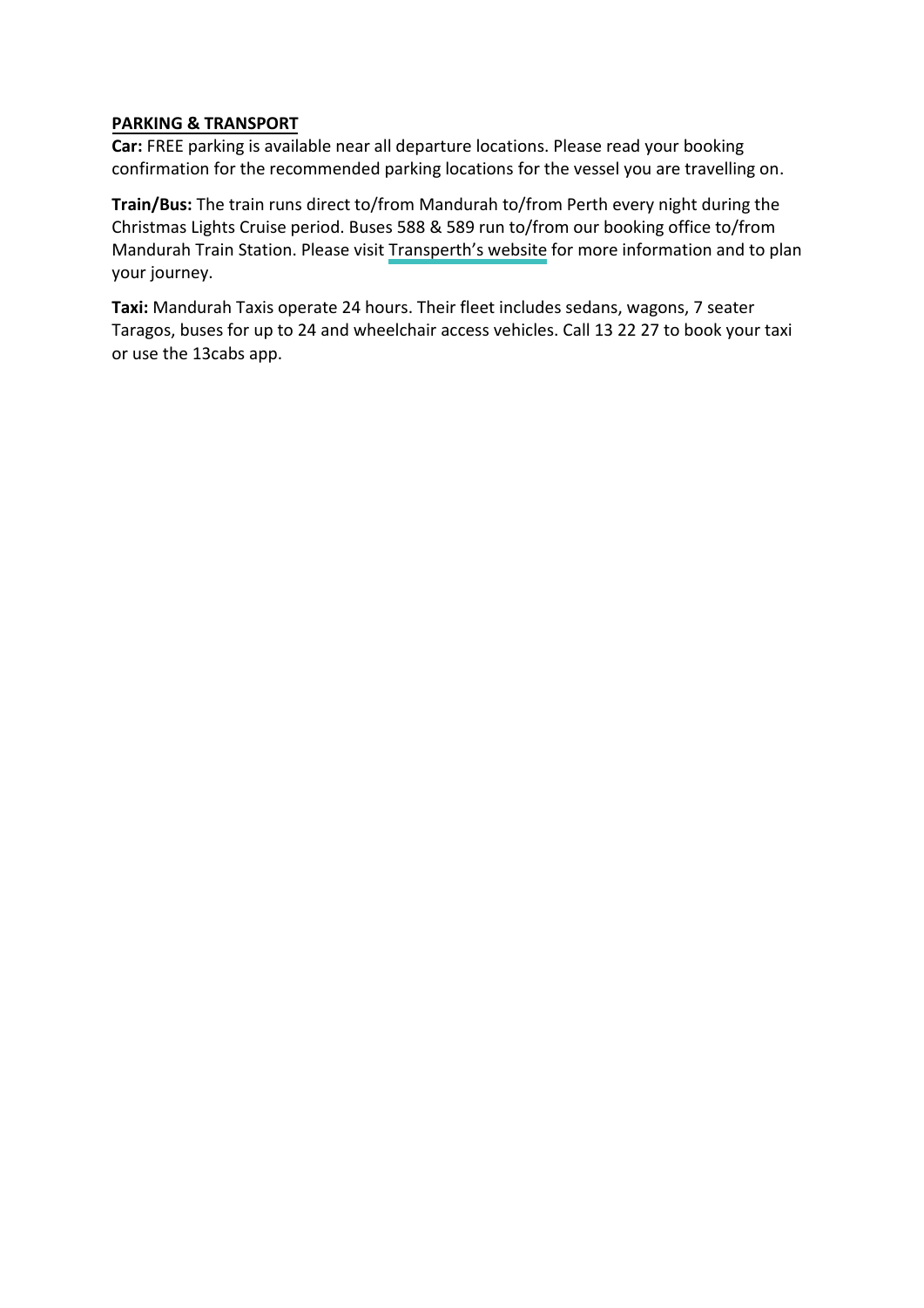## PARKING & TRANSPORT

**Car:** FREE parking is available near all departure locations. Please read your booking confirmation for the recommended parking locations for the vessel you are travelling on.

**Train/Bus:** The train runs direct to/from Mandurah to/from Perth every night during the Christmas Lights Cruise period. Buses 588 & 589 run to/from our booking office to/from Mandurah Train Station. Please visit Transperth's website for more information and to plan your journey.

**Taxi:** Mandurah Taxis operate 24 hours. Their fleet includes sedans, wagons, 7 seater Taragos, buses for up to 24 and wheelchair access vehicles. Call 13 22 27 to book your taxi or use the 13cabs app.